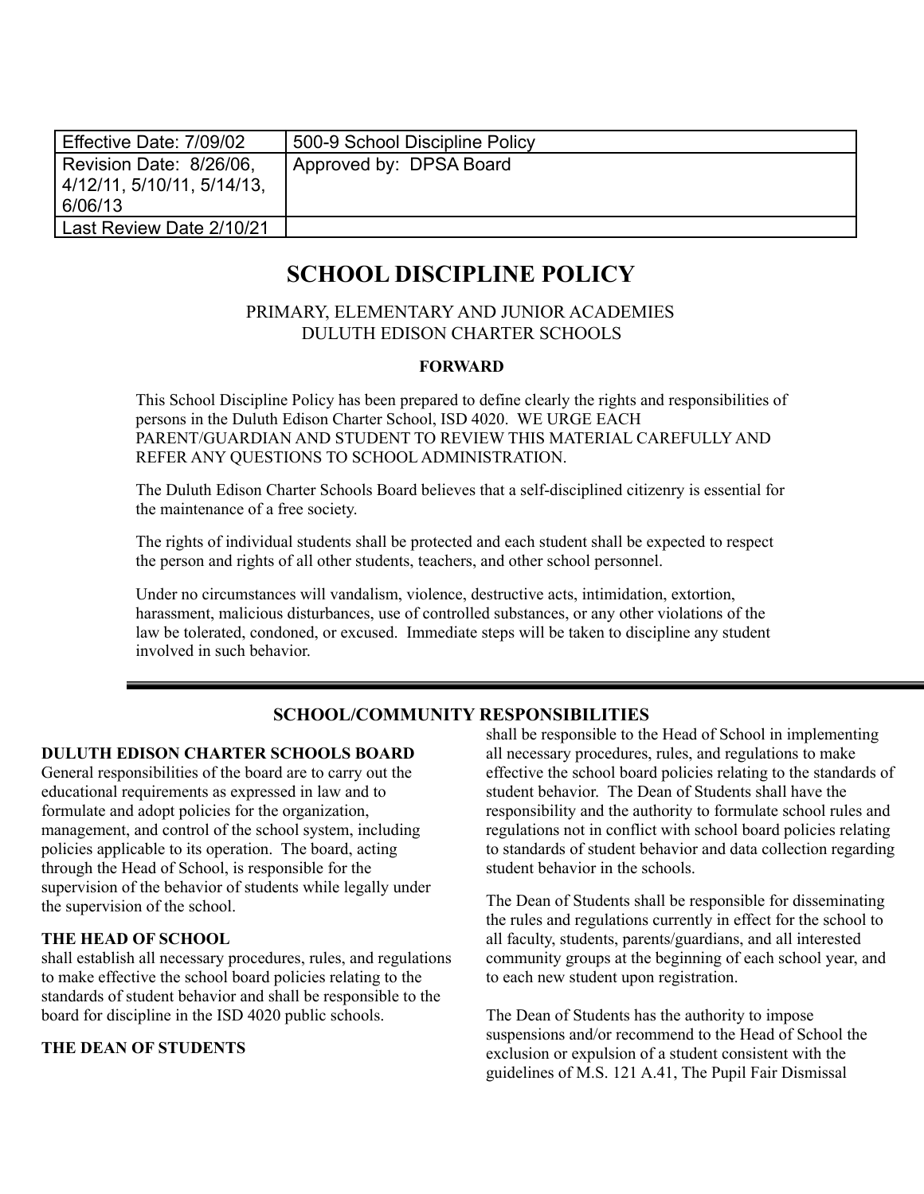| Effective Date: 7/09/02 | 500-9 School Discipline Policy |
| --- | --- |
| Revision Date: 8/26/06, 4/12/11, 5/10/11, 5/14/13, 6/06/13 | Approved by: DPSA Board |
| Last Review Date 2/10/21 | |

# SCHOOL DISCIPLINE POLICY

PRIMARY, ELEMENTARY AND JUNIOR ACADEMIES
DULUTH EDISON CHARTER SCHOOLS

**FORWARD**

This School Discipline Policy has been prepared to define clearly the rights and responsibilities of persons in the Duluth Edison Charter School, ISD 4020. WE URGE EACH PARENT/GUARDIAN AND STUDENT TO REVIEW THIS MATERIAL CAREFULLY AND REFER ANY QUESTIONS TO SCHOOL ADMINISTRATION.

The Duluth Edison Charter Schools Board believes that a self-disciplined citizenry is essential for the maintenance of a free society.

The rights of individual students shall be protected and each student shall be expected to respect the person and rights of all other students, teachers, and other school personnel.

Under no circumstances will vandalism, violence, destructive acts, intimidation, extortion, harassment, malicious disturbances, use of controlled substances, or any other violations of the law be tolerated, condoned, or excused. Immediate steps will be taken to discipline any student involved in such behavior.

## SCHOOL/COMMUNITY RESPONSIBILITIES

**DULUTH EDISON CHARTER SCHOOLS BOARD**
General responsibilities of the board are to carry out the educational requirements as expressed in law and to formulate and adopt policies for the organization, management, and control of the school system, including policies applicable to its operation. The board, acting through the Head of School, is responsible for the supervision of the behavior of students while legally under the supervision of the school.

**THE HEAD OF SCHOOL**
shall establish all necessary procedures, rules, and regulations to make effective the school board policies relating to the standards of student behavior and shall be responsible to the board for discipline in the ISD 4020 public schools.

**THE DEAN OF STUDENTS**
shall be responsible to the Head of School in implementing all necessary procedures, rules, and regulations to make effective the school board policies relating to the standards of student behavior. The Dean of Students shall have the responsibility and the authority to formulate school rules and regulations not in conflict with school board policies relating to standards of student behavior and data collection regarding student behavior in the schools.

The Dean of Students shall be responsible for disseminating the rules and regulations currently in effect for the school to all faculty, students, parents/guardians, and all interested community groups at the beginning of each school year, and to each new student upon registration.

The Dean of Students has the authority to impose suspensions and/or recommend to the Head of School the exclusion or expulsion of a student consistent with the guidelines of M.S. 121 A.41, The Pupil Fair Dismissal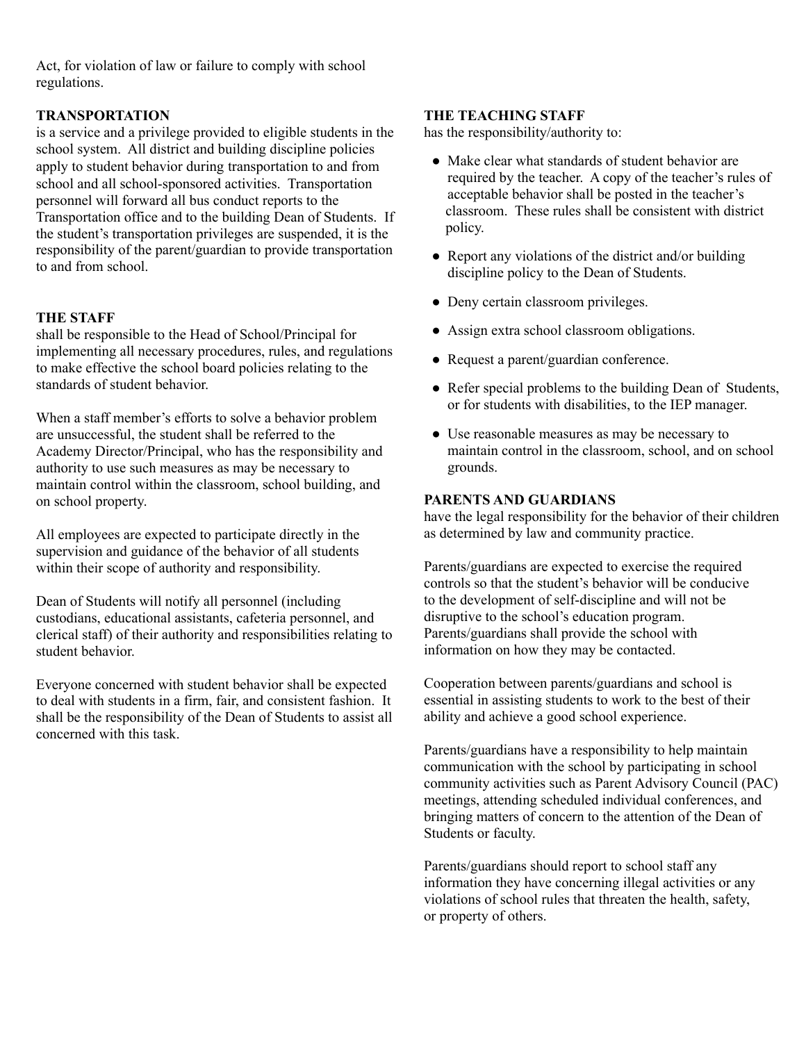Act, for violation of law or failure to comply with school regulations.

**TRANSPORTATION**

is a service and a privilege provided to eligible students in the school system. All district and building discipline policies apply to student behavior during transportation to and from school and all school-sponsored activities. Transportation personnel will forward all bus conduct reports to the Transportation office and to the building Dean of Students. If the student's transportation privileges are suspended, it is the responsibility of the parent/guardian to provide transportation to and from school.

**THE STAFF**

shall be responsible to the Head of School/Principal for implementing all necessary procedures, rules, and regulations to make effective the school board policies relating to the standards of student behavior.

When a staff member's efforts to solve a behavior problem are unsuccessful, the student shall be referred to the Academy Director/Principal, who has the responsibility and authority to use such measures as may be necessary to maintain control within the classroom, school building, and on school property.

All employees are expected to participate directly in the supervision and guidance of the behavior of all students within their scope of authority and responsibility.

Dean of Students will notify all personnel (including custodians, educational assistants, cafeteria personnel, and clerical staff) of their authority and responsibilities relating to student behavior.

Everyone concerned with student behavior shall be expected to deal with students in a firm, fair, and consistent fashion. It shall be the responsibility of the Dean of Students to assist all concerned with this task.

**THE TEACHING STAFF**

has the responsibility/authority to:

- Make clear what standards of student behavior are required by the teacher. A copy of the teacher's rules of acceptable behavior shall be posted in the teacher's classroom. These rules shall be consistent with district policy.
- Report any violations of the district and/or building discipline policy to the Dean of Students.
- Deny certain classroom privileges.
- Assign extra school classroom obligations.
- Request a parent/guardian conference.
- Refer special problems to the building Dean of Students, or for students with disabilities, to the IEP manager.
- Use reasonable measures as may be necessary to maintain control in the classroom, school, and on school grounds.

**PARENTS AND GUARDIANS**

have the legal responsibility for the behavior of their children as determined by law and community practice.

Parents/guardians are expected to exercise the required controls so that the student's behavior will be conducive to the development of self-discipline and will not be disruptive to the school's education program. Parents/guardians shall provide the school with information on how they may be contacted.

Cooperation between parents/guardians and school is essential in assisting students to work to the best of their ability and achieve a good school experience.

Parents/guardians have a responsibility to help maintain communication with the school by participating in school community activities such as Parent Advisory Council (PAC) meetings, attending scheduled individual conferences, and bringing matters of concern to the attention of the Dean of Students or faculty.

Parents/guardians should report to school staff any information they have concerning illegal activities or any violations of school rules that threaten the health, safety, or property of others.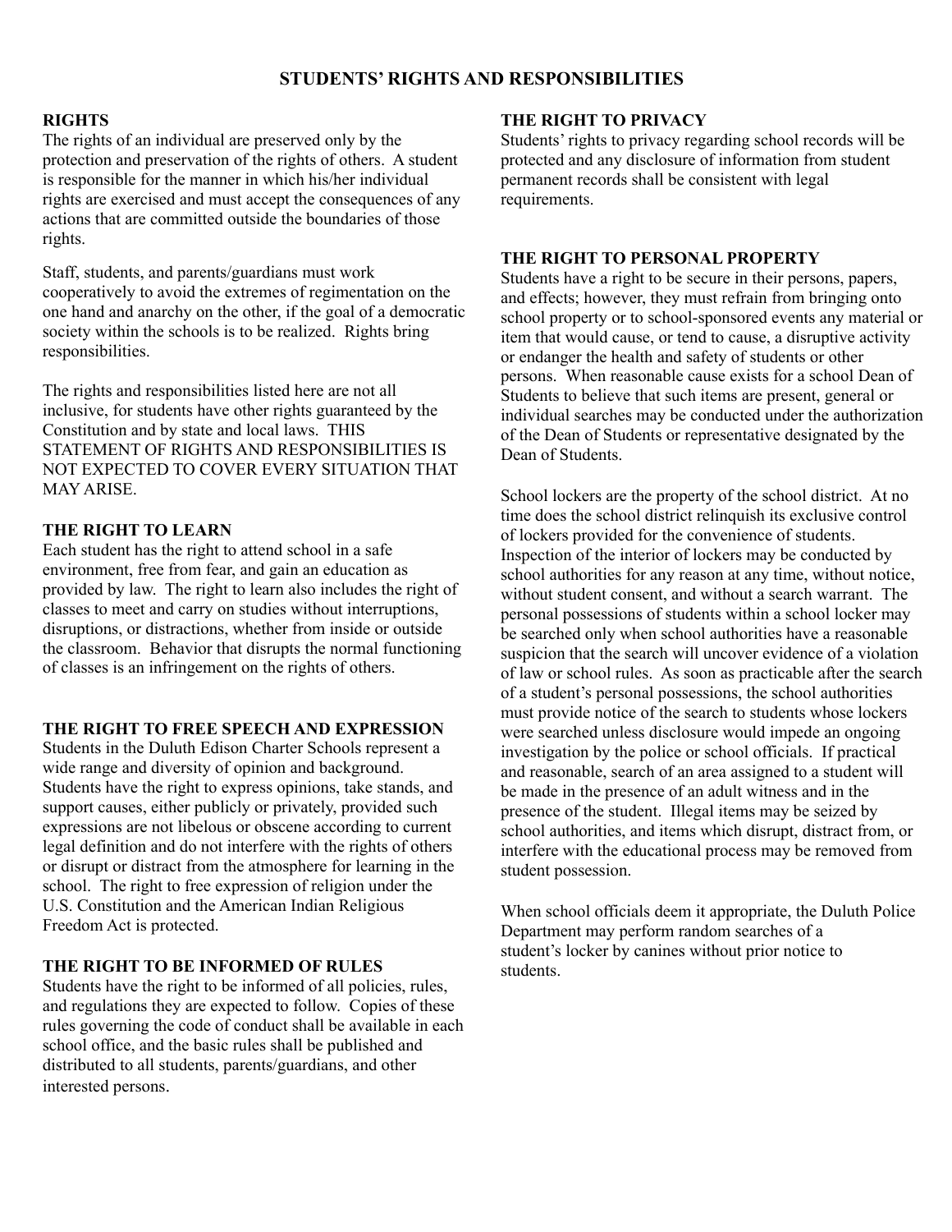## STUDENTS' RIGHTS AND RESPONSIBILITIES

### RIGHTS

The rights of an individual are preserved only by the protection and preservation of the rights of others. A student is responsible for the manner in which his/her individual rights are exercised and must accept the consequences of any actions that are committed outside the boundaries of those rights.

Staff, students, and parents/guardians must work cooperatively to avoid the extremes of regimentation on the one hand and anarchy on the other, if the goal of a democratic society within the schools is to be realized. Rights bring responsibilities.

The rights and responsibilities listed here are not all inclusive, for students have other rights guaranteed by the Constitution and by state and local laws. THIS STATEMENT OF RIGHTS AND RESPONSIBILITIES IS NOT EXPECTED TO COVER EVERY SITUATION THAT MAY ARISE.

### THE RIGHT TO LEARN

Each student has the right to attend school in a safe environment, free from fear, and gain an education as provided by law. The right to learn also includes the right of classes to meet and carry on studies without interruptions, disruptions, or distractions, whether from inside or outside the classroom. Behavior that disrupts the normal functioning of classes is an infringement on the rights of others.

### THE RIGHT TO FREE SPEECH AND EXPRESSION

Students in the Duluth Edison Charter Schools represent a wide range and diversity of opinion and background. Students have the right to express opinions, take stands, and support causes, either publicly or privately, provided such expressions are not libelous or obscene according to current legal definition and do not interfere with the rights of others or disrupt or distract from the atmosphere for learning in the school. The right to free expression of religion under the U.S. Constitution and the American Indian Religious Freedom Act is protected.

### THE RIGHT TO BE INFORMED OF RULES

Students have the right to be informed of all policies, rules, and regulations they are expected to follow. Copies of these rules governing the code of conduct shall be available in each school office, and the basic rules shall be published and distributed to all students, parents/guardians, and other interested persons.

### THE RIGHT TO PRIVACY

Students' rights to privacy regarding school records will be protected and any disclosure of information from student permanent records shall be consistent with legal requirements.

### THE RIGHT TO PERSONAL PROPERTY

Students have a right to be secure in their persons, papers, and effects; however, they must refrain from bringing onto school property or to school-sponsored events any material or item that would cause, or tend to cause, a disruptive activity or endanger the health and safety of students or other persons. When reasonable cause exists for a school Dean of Students to believe that such items are present, general or individual searches may be conducted under the authorization of the Dean of Students or representative designated by the Dean of Students.

School lockers are the property of the school district. At no time does the school district relinquish its exclusive control of lockers provided for the convenience of students. Inspection of the interior of lockers may be conducted by school authorities for any reason at any time, without notice, without student consent, and without a search warrant. The personal possessions of students within a school locker may be searched only when school authorities have a reasonable suspicion that the search will uncover evidence of a violation of law or school rules. As soon as practicable after the search of a student's personal possessions, the school authorities must provide notice of the search to students whose lockers were searched unless disclosure would impede an ongoing investigation by the police or school officials. If practical and reasonable, search of an area assigned to a student will be made in the presence of an adult witness and in the presence of the student. Illegal items may be seized by school authorities, and items which disrupt, distract from, or interfere with the educational process may be removed from student possession.

When school officials deem it appropriate, the Duluth Police Department may perform random searches of a student's locker by canines without prior notice to students.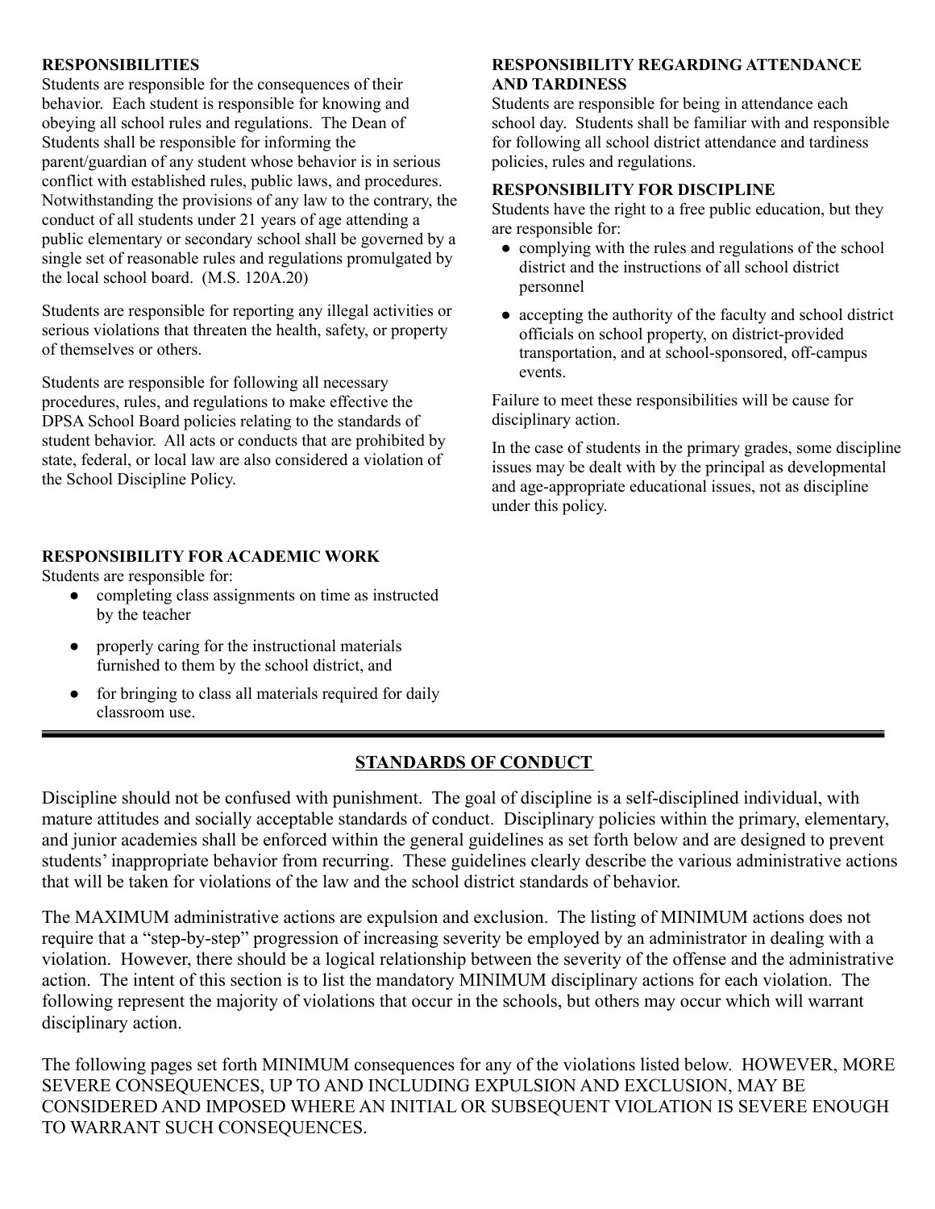**RESPONSIBILITIES**

Students are responsible for the consequences of their behavior. Each student is responsible for knowing and obeying all school rules and regulations. The Dean of Students shall be responsible for informing the parent/guardian of any student whose behavior is in serious conflict with established rules, public laws, and procedures. Notwithstanding the provisions of any law to the contrary, the conduct of all students under 21 years of age attending a public elementary or secondary school shall be governed by a single set of reasonable rules and regulations promulgated by the local school board. (M.S. 120A.20)

Students are responsible for reporting any illegal activities or serious violations that threaten the health, safety, or property of themselves or others.

Students are responsible for following all necessary procedures, rules, and regulations to make effective the DPSA School Board policies relating to the standards of student behavior. All acts or conducts that are prohibited by state, federal, or local law are also considered a violation of the School Discipline Policy.

**RESPONSIBILITY FOR ACADEMIC WORK**

Students are responsible for:

- completing class assignments on time as instructed by the teacher
- properly caring for the instructional materials furnished to them by the school district, and
- for bringing to class all materials required for daily classroom use.

**RESPONSIBILITY REGARDING ATTENDANCE AND TARDINESS**

Students are responsible for being in attendance each school day. Students shall be familiar with and responsible for following all school district attendance and tardiness policies, rules and regulations.

**RESPONSIBILITY FOR DISCIPLINE**

Students have the right to a free public education, but they are responsible for:

- complying with the rules and regulations of the school district and the instructions of all school district personnel
- accepting the authority of the faculty and school district officials on school property, on district-provided transportation, and at school-sponsored, off-campus events.

Failure to meet these responsibilities will be cause for disciplinary action.

In the case of students in the primary grades, some discipline issues may be dealt with by the principal as developmental and age-appropriate educational issues, not as discipline under this policy.

## STANDARDS OF CONDUCT

Discipline should not be confused with punishment. The goal of discipline is a self-disciplined individual, with mature attitudes and socially acceptable standards of conduct. Disciplinary policies within the primary, elementary, and junior academies shall be enforced within the general guidelines as set forth below and are designed to prevent students' inappropriate behavior from recurring. These guidelines clearly describe the various administrative actions that will be taken for violations of the law and the school district standards of behavior.

The MAXIMUM administrative actions are expulsion and exclusion. The listing of MINIMUM actions does not require that a "step-by-step" progression of increasing severity be employed by an administrator in dealing with a violation. However, there should be a logical relationship between the severity of the offense and the administrative action. The intent of this section is to list the mandatory MINIMUM disciplinary actions for each violation. The following represent the majority of violations that occur in the schools, but others may occur which will warrant disciplinary action.

The following pages set forth MINIMUM consequences for any of the violations listed below. HOWEVER, MORE SEVERE CONSEQUENCES, UP TO AND INCLUDING EXPULSION AND EXCLUSION, MAY BE CONSIDERED AND IMPOSED WHERE AN INITIAL OR SUBSEQUENT VIOLATION IS SEVERE ENOUGH TO WARRANT SUCH CONSEQUENCES.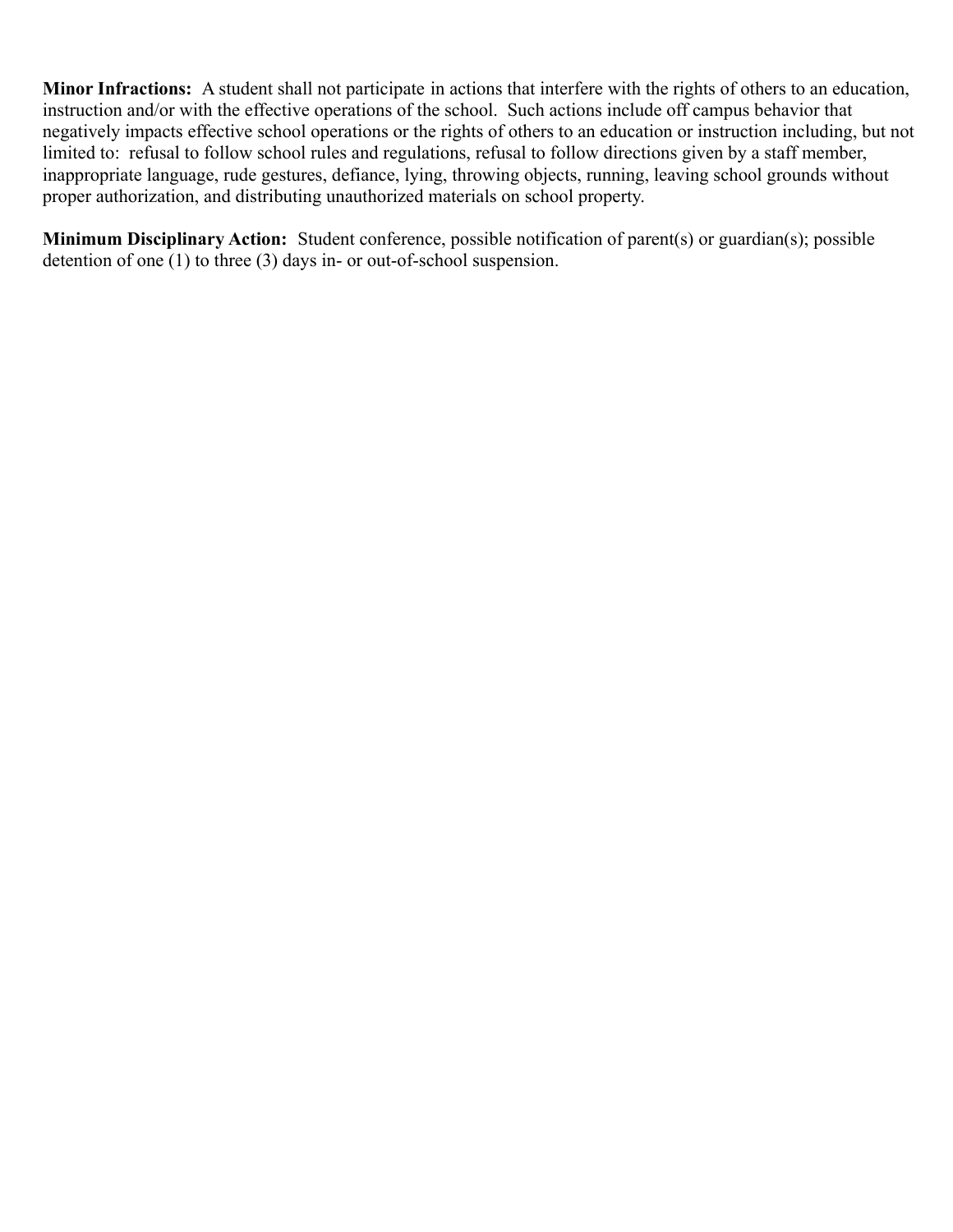**Minor Infractions:** A student shall not participate in actions that interfere with the rights of others to an education, instruction and/or with the effective operations of the school. Such actions include off campus behavior that negatively impacts effective school operations or the rights of others to an education or instruction including, but not limited to: refusal to follow school rules and regulations, refusal to follow directions given by a staff member, inappropriate language, rude gestures, defiance, lying, throwing objects, running, leaving school grounds without proper authorization, and distributing unauthorized materials on school property.

**Minimum Disciplinary Action:** Student conference, possible notification of parent(s) or guardian(s); possible detention of one (1) to three (3) days in- or out-of-school suspension.